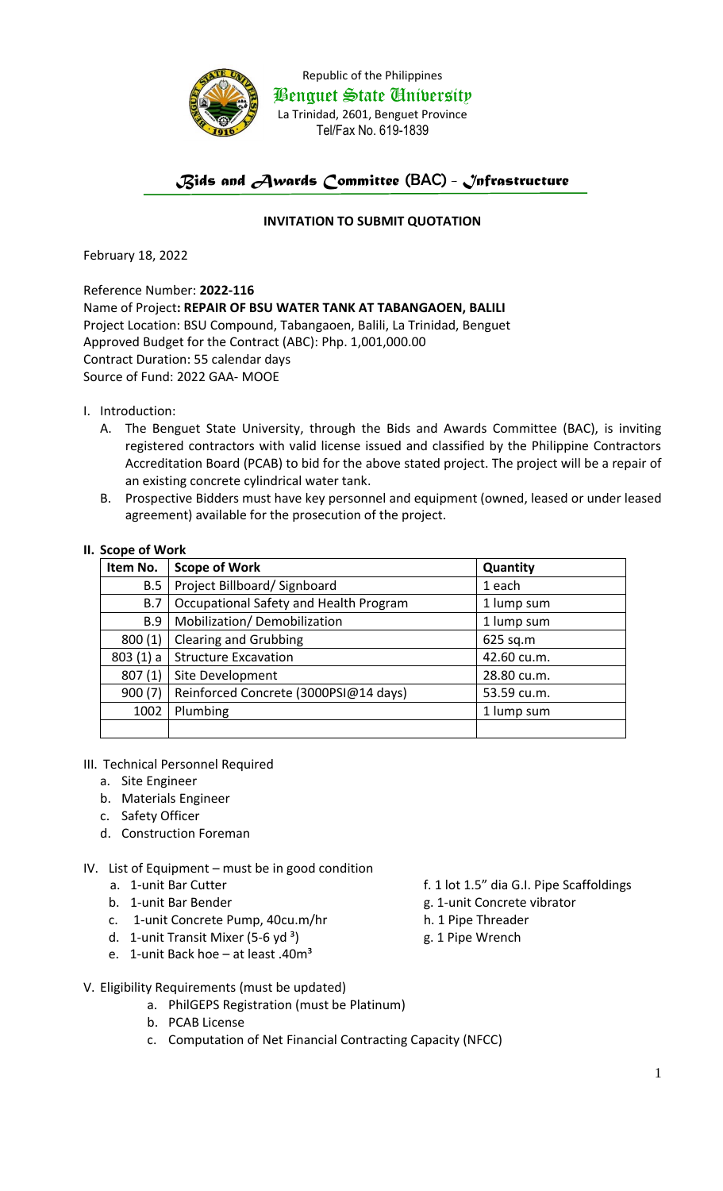Republic of the Philippines
Benguet State University
La Trinidad, 2601, Benguet Province
Tel/Fax No. 619-1839

## *Bids and Awards Committee* (BAC) - *Infrastructure*

### INVITATION TO SUBMIT QUOTATION

February 18, 2022

Reference Number: **2022-116**
Name of Project**: REPAIR OF BSU WATER TANK AT TABANGAOEN, BALILI**
Project Location: BSU Compound, Tabangaoen, Balili, La Trinidad, Benguet
Approved Budget for the Contract (ABC): Php. 1,001,000.00
Contract Duration: 55 calendar days
Source of Fund: 2022 GAA- MOOE

I. Introduction:

A. The Benguet State University, through the Bids and Awards Committee (BAC), is inviting registered contractors with valid license issued and classified by the Philippine Contractors Accreditation Board (PCAB) to bid for the above stated project. The project will be a repair of an existing concrete cylindrical water tank.

B. Prospective Bidders must have key personnel and equipment (owned, leased or under leased agreement) available for the prosecution of the project.

**II. Scope of Work**

| Item No. | Scope of Work | Quantity |
|---|---|---|
| B.5 | Project Billboard/ Signboard | 1 each |
| B.7 | Occupational Safety and Health Program | 1 lump sum |
| B.9 | Mobilization/ Demobilization | 1 lump sum |
| 800 (1) | Clearing and Grubbing | 625 sq.m |
| 803 (1) a | Structure Excavation | 42.60 cu.m. |
| 807 (1) | Site Development | 28.80 cu.m. |
| 900 (7) | Reinforced Concrete (3000PSI@14 days) | 53.59 cu.m. |
| 1002 | Plumbing | 1 lump sum |
| | | |

III. Technical Personnel Required

a. Site Engineer
b. Materials Engineer
c. Safety Officer
d. Construction Foreman

IV. List of Equipment – must be in good condition

a. 1-unit Bar Cutter
b. 1-unit Bar Bender
c. 1-unit Concrete Pump, 40cu.m/hr
d. 1-unit Transit Mixer (5-6 yd $^3$)
e. 1-unit Back hoe – at least .40m$^3$
f. 1 lot 1.5" dia G.I. Pipe Scaffoldings
g. 1-unit Concrete vibrator
h. 1 Pipe Threader
g. 1 Pipe Wrench

V. Eligibility Requirements (must be updated)

a. PhilGEPS Registration (must be Platinum)
b. PCAB License
c. Computation of Net Financial Contracting Capacity (NFCC)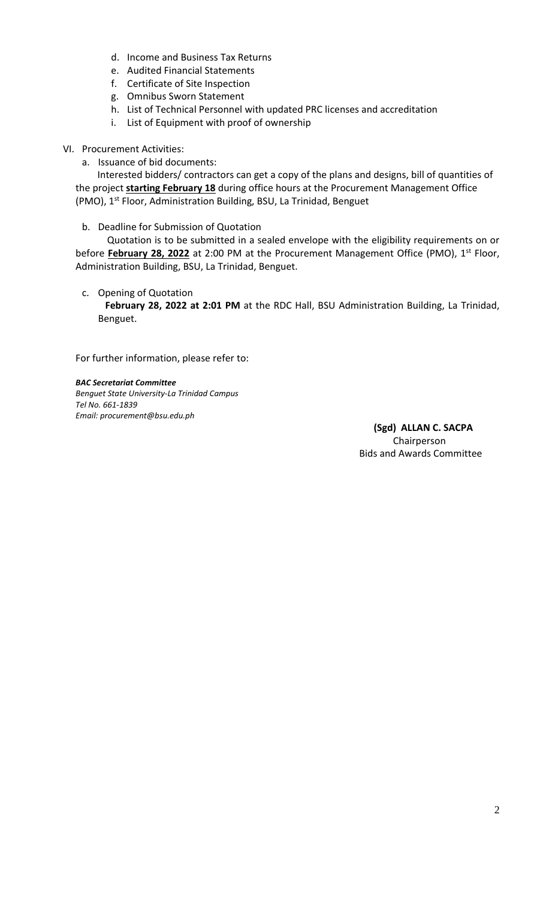d. Income and Business Tax Returns
e. Audited Financial Statements
f. Certificate of Site Inspection
g. Omnibus Sworn Statement
h. List of Technical Personnel with updated PRC licenses and accreditation
i. List of Equipment with proof of ownership

VI. Procurement Activities:

a. Issuance of bid documents:

Interested bidders/ contractors can get a copy of the plans and designs, bill of quantities of the project **starting February 18** during office hours at the Procurement Management Office (PMO), 1st Floor, Administration Building, BSU, La Trinidad, Benguet

b. Deadline for Submission of Quotation

Quotation is to be submitted in a sealed envelope with the eligibility requirements on or before **February 28, 2022** at 2:00 PM at the Procurement Management Office (PMO), 1st Floor, Administration Building, BSU, La Trinidad, Benguet.

c. Opening of Quotation

**February 28, 2022 at 2:01 PM** at the RDC Hall, BSU Administration Building, La Trinidad, Benguet.

For further information, please refer to:

***BAC Secretariat Committee***
*Benguet State University-La Trinidad Campus*
*Tel No. 661-1839*
*Email: procurement@bsu.edu.ph*

**(Sgd) ALLAN C. SACPA**
Chairperson
Bids and Awards Committee